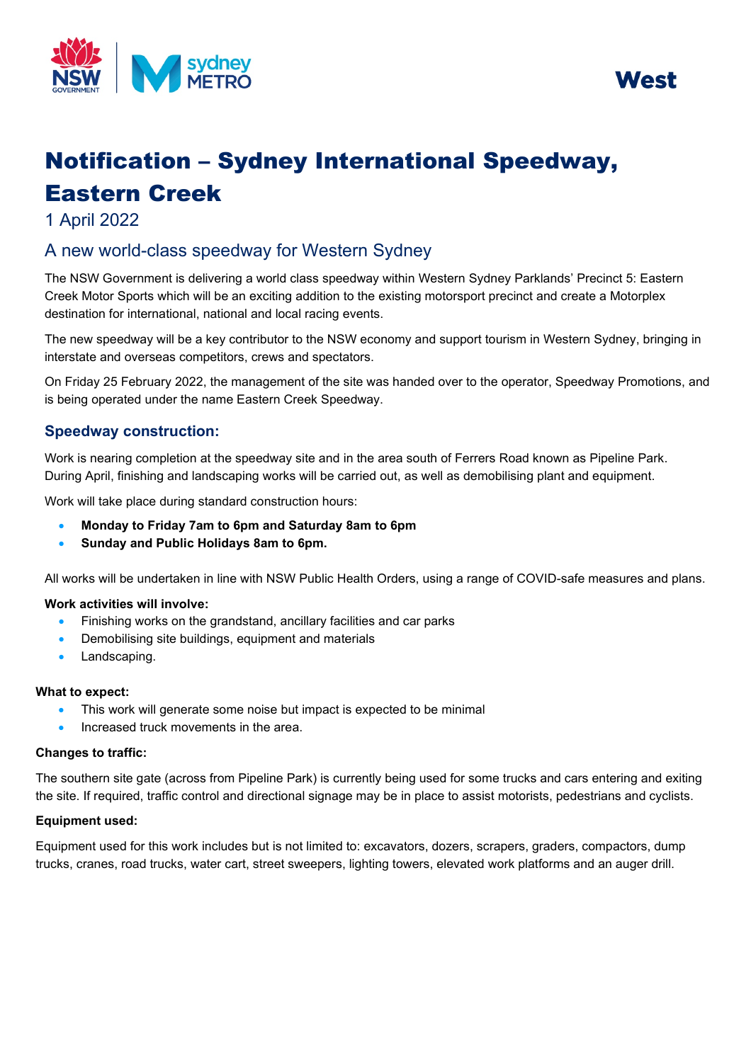West

# Notification – Sydney International Speedway, Eastern Creek

1 April 2022

## A new world-class speedway for Western Sydney

The NSW Government is delivering a world class speedway within Western Sydney Parklands' Precinct 5: Eastern Creek Motor Sports which will be an exciting addition to the existing motorsport precinct and create a Motorplex destination for international, national and local racing events.

The new speedway will be a key contributor to the NSW economy and support tourism in Western Sydney, bringing in interstate and overseas competitors, crews and spectators.

On Friday 25 February 2022, the management of the site was handed over to the operator, Speedway Promotions, and is being operated under the name Eastern Creek Speedway.

### Speedway construction:

Work is nearing completion at the speedway site and in the area south of Ferrers Road known as Pipeline Park. During April, finishing and landscaping works will be carried out, as well as demobilising plant and equipment.

Work will take place during standard construction hours:

- **Monday to Friday 7am to 6pm and Saturday 8am to 6pm**
- **Sunday and Public Holidays 8am to 6pm.**

All works will be undertaken in line with NSW Public Health Orders, using a range of COVID-safe measures and plans.

**Work activities will involve:**

- Finishing works on the grandstand, ancillary facilities and car parks
- Demobilising site buildings, equipment and materials
- Landscaping.

**What to expect:**

- This work will generate some noise but impact is expected to be minimal
- Increased truck movements in the area.

**Changes to traffic:**

The southern site gate (across from Pipeline Park) is currently being used for some trucks and cars entering and exiting the site. If required, traffic control and directional signage may be in place to assist motorists, pedestrians and cyclists.

**Equipment used:**

Equipment used for this work includes but is not limited to: excavators, dozers, scrapers, graders, compactors, dump trucks, cranes, road trucks, water cart, street sweepers, lighting towers, elevated work platforms and an auger drill.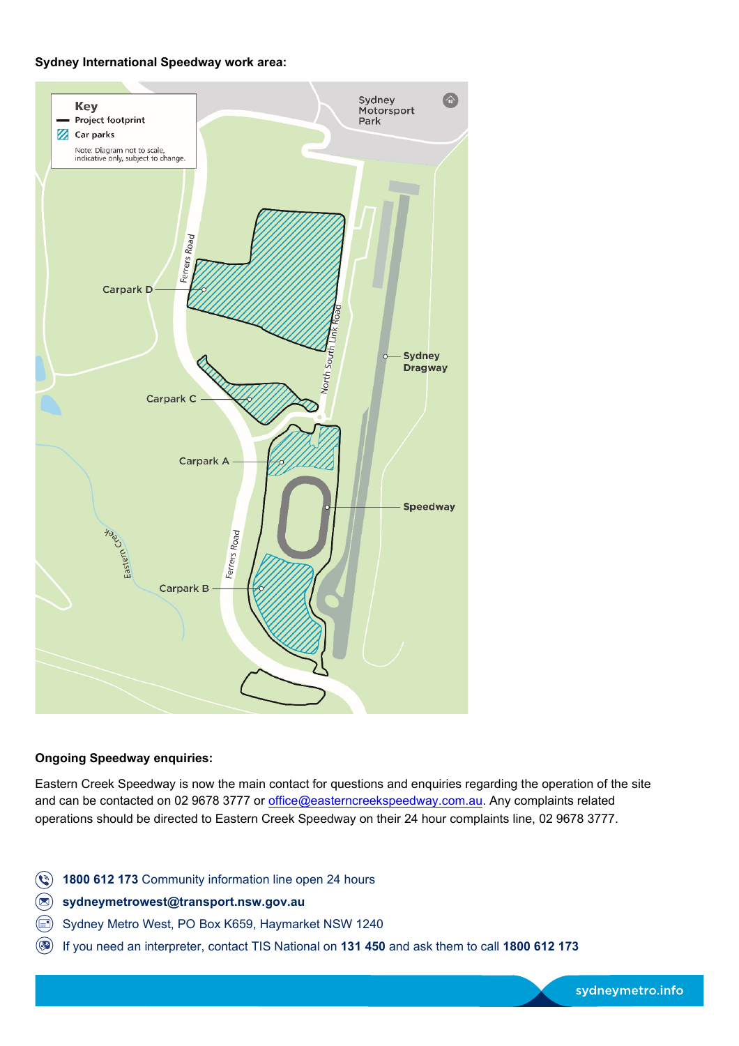**Sydney International Speedway work area:**

Key
Project footprint
Car parks
Note: Diagram not to scale, indicative only, subject to change.

Sydney Motorsport Park
Ferrers Road
Carpark D
North South Link Road
Sydney Dragway
Carpark C
Carpark A
Speedway
Eastern Creek
Ferrers Road
Carpark B

**Ongoing Speedway enquiries:**

Eastern Creek Speedway is now the main contact for questions and enquiries regarding the operation of the site and can be contacted on 02 9678 3777 or office@easterncreekspeedway.com.au. Any complaints related operations should be directed to Eastern Creek Speedway on their 24 hour complaints line, 02 9678 3777.

**1800 612 173** Community information line open 24 hours

**sydneymetrowest@transport.nsw.gov.au**

Sydney Metro West, PO Box K659, Haymarket NSW 1240

If you need an interpreter, contact TIS National on **131 450** and ask them to call **1800 612 173**

sydneymetro.info